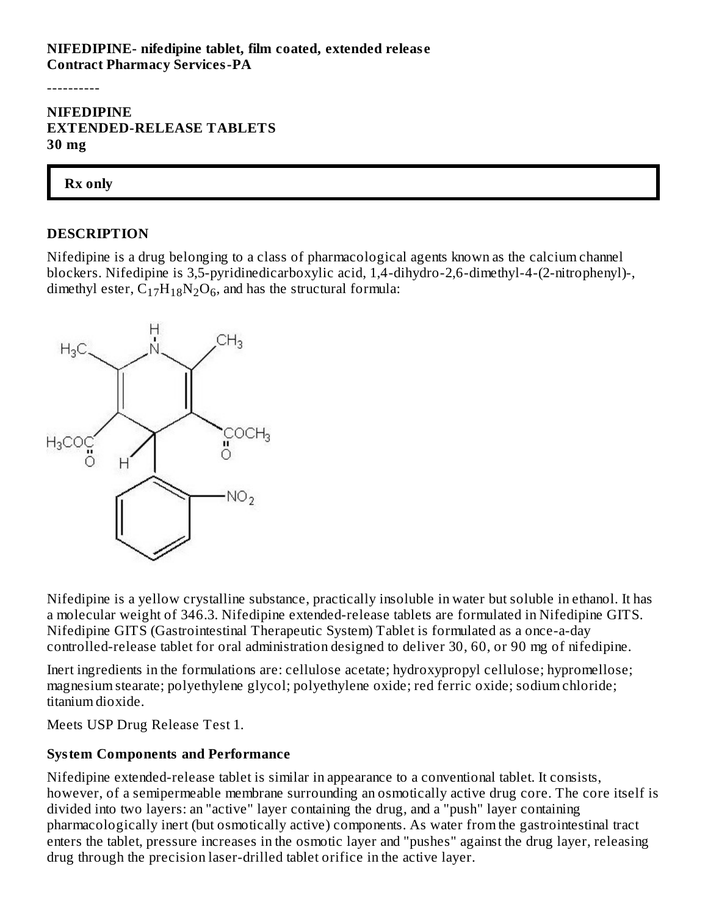**NIFEDIPINE- nifedipine tablet, film coated, extended release**
**Contract Pharmacy Services-PA**

----------

**NIFEDIPINE**
**EXTENDED-RELEASE TABLETS**
**30 mg**

**Rx only**

## DESCRIPTION

Nifedipine is a drug belonging to a class of pharmacological agents known as the calcium channel blockers. Nifedipine is 3,5-pyridinedicarboxylic acid, 1,4-dihydro-2,6-dimethyl-4-(2-nitrophenyl)-, dimethyl ester, $C_{17}H_{18}N_2O_6$, and has the structural formula:

Nifedipine is a yellow crystalline substance, practically insoluble in water but soluble in ethanol. It has a molecular weight of 346.3. Nifedipine extended-release tablets are formulated in Nifedipine GITS. Nifedipine GITS (Gastrointestinal Therapeutic System) Tablet is formulated as a once-a-day controlled-release tablet for oral administration designed to deliver 30, 60, or 90 mg of nifedipine.

Inert ingredients in the formulations are: cellulose acetate; hydroxypropyl cellulose; hypromellose; magnesium stearate; polyethylene glycol; polyethylene oxide; red ferric oxide; sodium chloride; titanium dioxide.

Meets USP Drug Release Test 1.

### System Components and Performance

Nifedipine extended-release tablet is similar in appearance to a conventional tablet. It consists, however, of a semipermeable membrane surrounding an osmotically active drug core. The core itself is divided into two layers: an "active" layer containing the drug, and a "push" layer containing pharmacologically inert (but osmotically active) components. As water from the gastrointestinal tract enters the tablet, pressure increases in the osmotic layer and "pushes" against the drug layer, releasing drug through the precision laser-drilled tablet orifice in the active layer.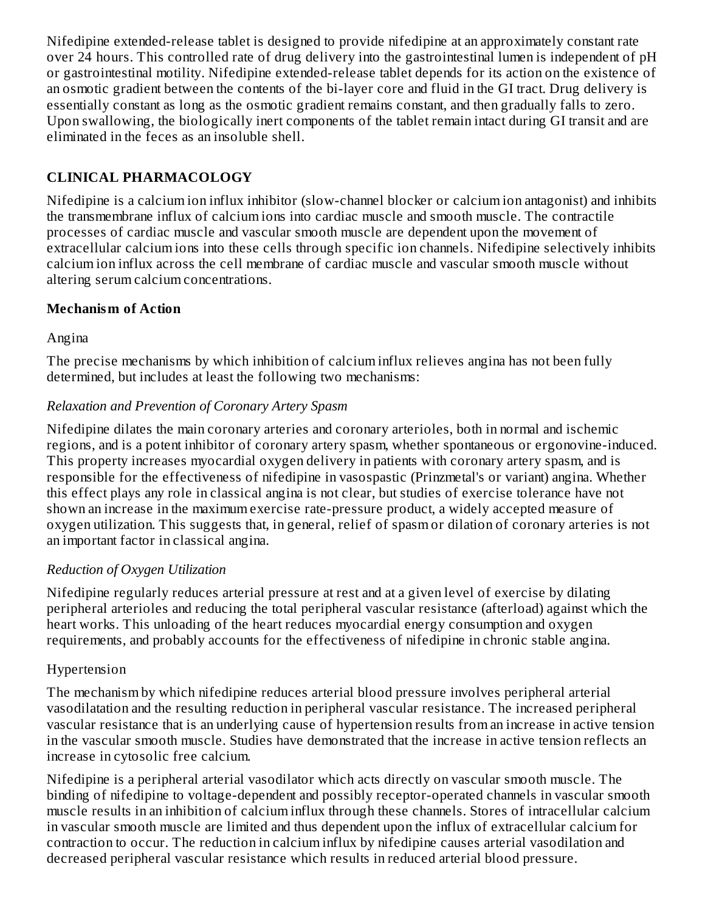Nifedipine extended-release tablet is designed to provide nifedipine at an approximately constant rate over 24 hours. This controlled rate of drug delivery into the gastrointestinal lumen is independent of pH or gastrointestinal motility. Nifedipine extended-release tablet depends for its action on the existence of an osmotic gradient between the contents of the bi-layer core and fluid in the GI tract. Drug delivery is essentially constant as long as the osmotic gradient remains constant, and then gradually falls to zero. Upon swallowing, the biologically inert components of the tablet remain intact during GI transit and are eliminated in the feces as an insoluble shell.

## CLINICAL PHARMACOLOGY

Nifedipine is a calcium ion influx inhibitor (slow-channel blocker or calcium ion antagonist) and inhibits the transmembrane influx of calcium ions into cardiac muscle and smooth muscle. The contractile processes of cardiac muscle and vascular smooth muscle are dependent upon the movement of extracellular calcium ions into these cells through specific ion channels. Nifedipine selectively inhibits calcium ion influx across the cell membrane of cardiac muscle and vascular smooth muscle without altering serum calcium concentrations.

### Mechanism of Action

Angina

The precise mechanisms by which inhibition of calcium influx relieves angina has not been fully determined, but includes at least the following two mechanisms:

*Relaxation and Prevention of Coronary Artery Spasm*

Nifedipine dilates the main coronary arteries and coronary arterioles, both in normal and ischemic regions, and is a potent inhibitor of coronary artery spasm, whether spontaneous or ergonovine-induced. This property increases myocardial oxygen delivery in patients with coronary artery spasm, and is responsible for the effectiveness of nifedipine in vasospastic (Prinzmetal's or variant) angina. Whether this effect plays any role in classical angina is not clear, but studies of exercise tolerance have not shown an increase in the maximum exercise rate-pressure product, a widely accepted measure of oxygen utilization. This suggests that, in general, relief of spasm or dilation of coronary arteries is not an important factor in classical angina.

*Reduction of Oxygen Utilization*

Nifedipine regularly reduces arterial pressure at rest and at a given level of exercise by dilating peripheral arterioles and reducing the total peripheral vascular resistance (afterload) against which the heart works. This unloading of the heart reduces myocardial energy consumption and oxygen requirements, and probably accounts for the effectiveness of nifedipine in chronic stable angina.

Hypertension

The mechanism by which nifedipine reduces arterial blood pressure involves peripheral arterial vasodilatation and the resulting reduction in peripheral vascular resistance. The increased peripheral vascular resistance that is an underlying cause of hypertension results from an increase in active tension in the vascular smooth muscle. Studies have demonstrated that the increase in active tension reflects an increase in cytosolic free calcium.

Nifedipine is a peripheral arterial vasodilator which acts directly on vascular smooth muscle. The binding of nifedipine to voltage-dependent and possibly receptor-operated channels in vascular smooth muscle results in an inhibition of calcium influx through these channels. Stores of intracellular calcium in vascular smooth muscle are limited and thus dependent upon the influx of extracellular calcium for contraction to occur. The reduction in calcium influx by nifedipine causes arterial vasodilation and decreased peripheral vascular resistance which results in reduced arterial blood pressure.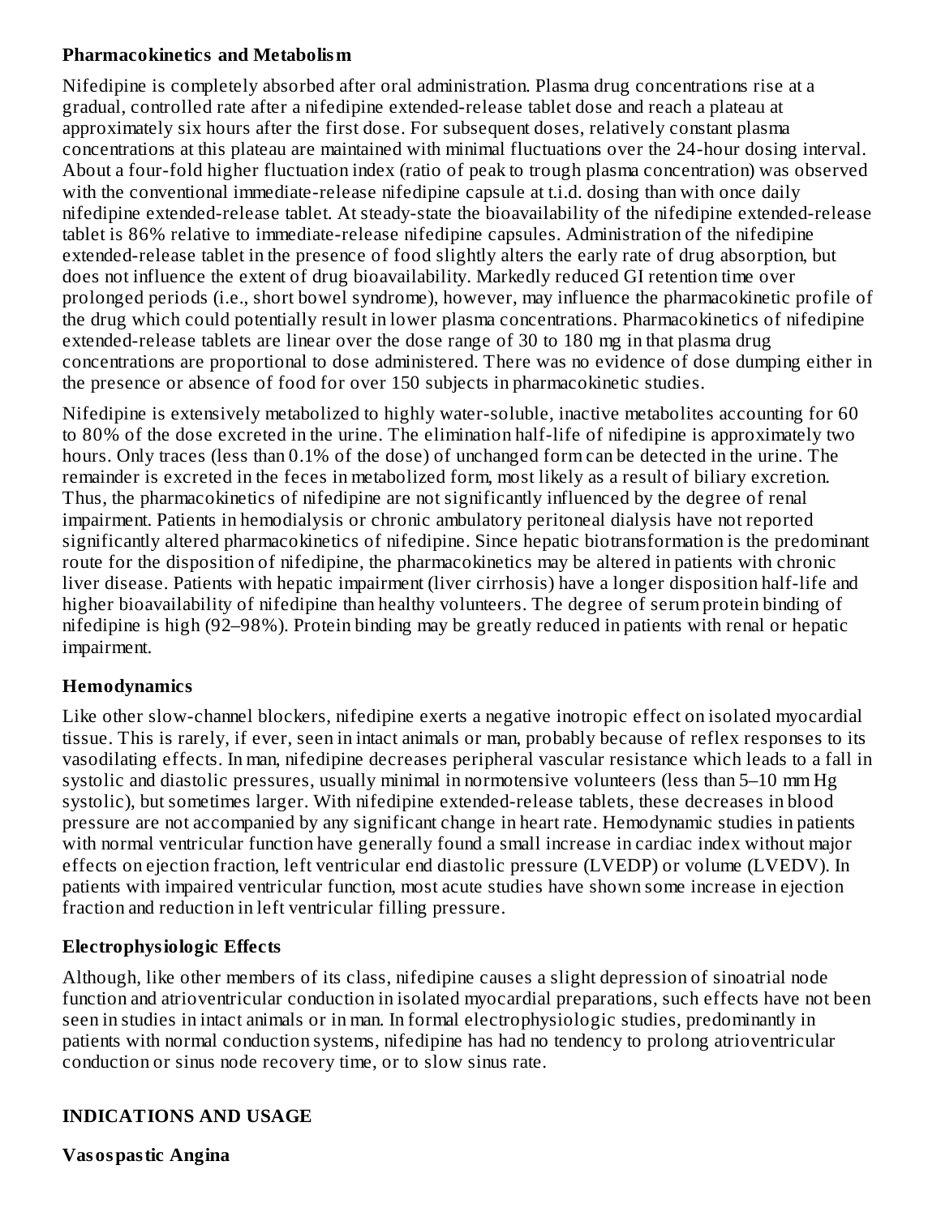### Pharmacokinetics and Metabolism

Nifedipine is completely absorbed after oral administration. Plasma drug concentrations rise at a gradual, controlled rate after a nifedipine extended-release tablet dose and reach a plateau at approximately six hours after the first dose. For subsequent doses, relatively constant plasma concentrations at this plateau are maintained with minimal fluctuations over the 24-hour dosing interval. About a four-fold higher fluctuation index (ratio of peak to trough plasma concentration) was observed with the conventional immediate-release nifedipine capsule at t.i.d. dosing than with once daily nifedipine extended-release tablet. At steady-state the bioavailability of the nifedipine extended-release tablet is 86% relative to immediate-release nifedipine capsules. Administration of the nifedipine extended-release tablet in the presence of food slightly alters the early rate of drug absorption, but does not influence the extent of drug bioavailability. Markedly reduced GI retention time over prolonged periods (i.e., short bowel syndrome), however, may influence the pharmacokinetic profile of the drug which could potentially result in lower plasma concentrations. Pharmacokinetics of nifedipine extended-release tablets are linear over the dose range of 30 to 180 mg in that plasma drug concentrations are proportional to dose administered. There was no evidence of dose dumping either in the presence or absence of food for over 150 subjects in pharmacokinetic studies.

Nifedipine is extensively metabolized to highly water-soluble, inactive metabolites accounting for 60 to 80% of the dose excreted in the urine. The elimination half-life of nifedipine is approximately two hours. Only traces (less than 0.1% of the dose) of unchanged form can be detected in the urine. The remainder is excreted in the feces in metabolized form, most likely as a result of biliary excretion. Thus, the pharmacokinetics of nifedipine are not significantly influenced by the degree of renal impairment. Patients in hemodialysis or chronic ambulatory peritoneal dialysis have not reported significantly altered pharmacokinetics of nifedipine. Since hepatic biotransformation is the predominant route for the disposition of nifedipine, the pharmacokinetics may be altered in patients with chronic liver disease. Patients with hepatic impairment (liver cirrhosis) have a longer disposition half-life and higher bioavailability of nifedipine than healthy volunteers. The degree of serum protein binding of nifedipine is high (92–98%). Protein binding may be greatly reduced in patients with renal or hepatic impairment.

### Hemodynamics

Like other slow-channel blockers, nifedipine exerts a negative inotropic effect on isolated myocardial tissue. This is rarely, if ever, seen in intact animals or man, probably because of reflex responses to its vasodilating effects. In man, nifedipine decreases peripheral vascular resistance which leads to a fall in systolic and diastolic pressures, usually minimal in normotensive volunteers (less than 5–10 mm Hg systolic), but sometimes larger. With nifedipine extended-release tablets, these decreases in blood pressure are not accompanied by any significant change in heart rate. Hemodynamic studies in patients with normal ventricular function have generally found a small increase in cardiac index without major effects on ejection fraction, left ventricular end diastolic pressure (LVEDP) or volume (LVEDV). In patients with impaired ventricular function, most acute studies have shown some increase in ejection fraction and reduction in left ventricular filling pressure.

### Electrophysiologic Effects

Although, like other members of its class, nifedipine causes a slight depression of sinoatrial node function and atrioventricular conduction in isolated myocardial preparations, such effects have not been seen in studies in intact animals or in man. In formal electrophysiologic studies, predominantly in patients with normal conduction systems, nifedipine has had no tendency to prolong atrioventricular conduction or sinus node recovery time, or to slow sinus rate.

## INDICATIONS AND USAGE

### Vasospastic Angina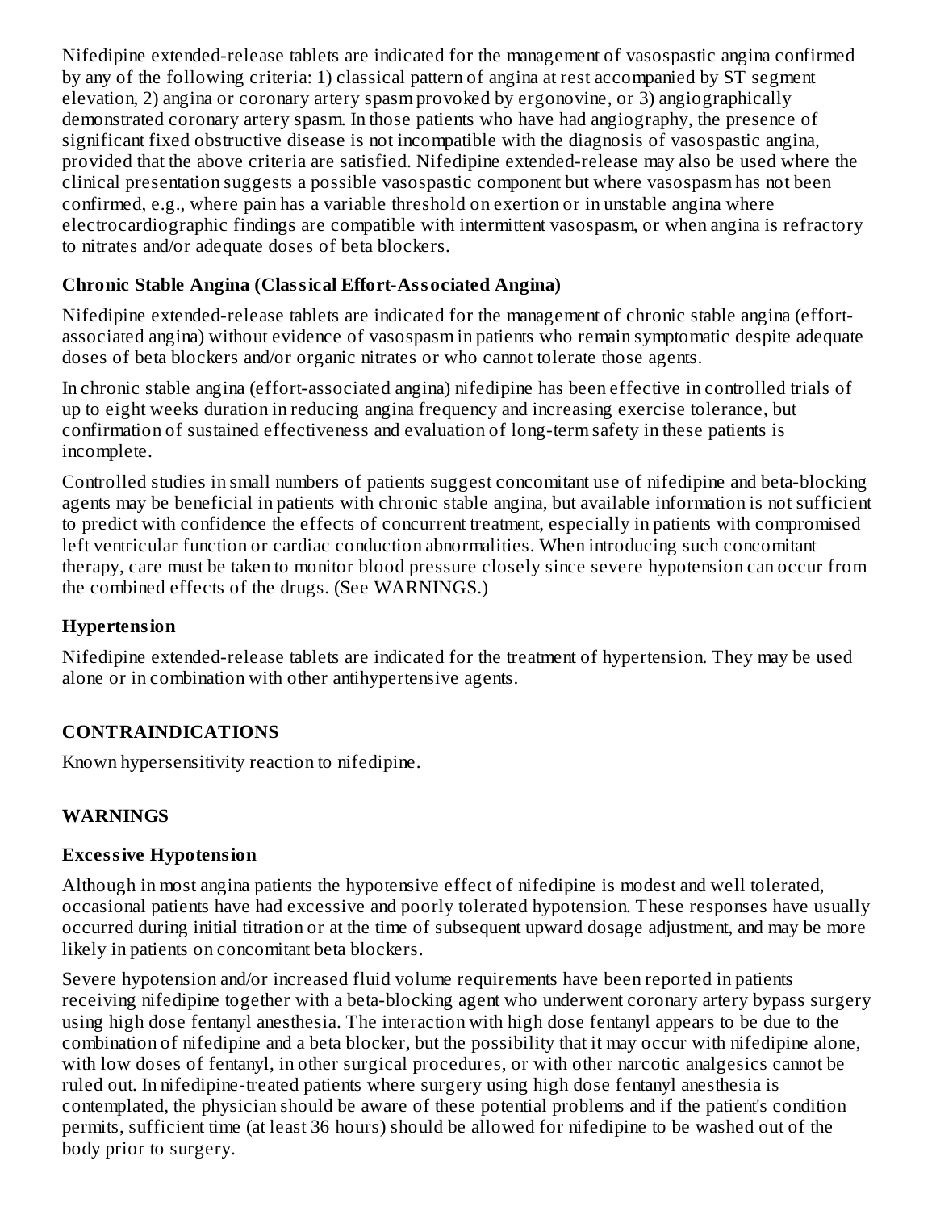Nifedipine extended-release tablets are indicated for the management of vasospastic angina confirmed by any of the following criteria: 1) classical pattern of angina at rest accompanied by ST segment elevation, 2) angina or coronary artery spasm provoked by ergonovine, or 3) angiographically demonstrated coronary artery spasm. In those patients who have had angiography, the presence of significant fixed obstructive disease is not incompatible with the diagnosis of vasospastic angina, provided that the above criteria are satisfied. Nifedipine extended-release may also be used where the clinical presentation suggests a possible vasospastic component but where vasospasm has not been confirmed, e.g., where pain has a variable threshold on exertion or in unstable angina where electrocardiographic findings are compatible with intermittent vasospasm, or when angina is refractory to nitrates and/or adequate doses of beta blockers.

### Chronic Stable Angina (Classical Effort-Associated Angina)

Nifedipine extended-release tablets are indicated for the management of chronic stable angina (effort-associated angina) without evidence of vasospasm in patients who remain symptomatic despite adequate doses of beta blockers and/or organic nitrates or who cannot tolerate those agents.

In chronic stable angina (effort-associated angina) nifedipine has been effective in controlled trials of up to eight weeks duration in reducing angina frequency and increasing exercise tolerance, but confirmation of sustained effectiveness and evaluation of long-term safety in these patients is incomplete.

Controlled studies in small numbers of patients suggest concomitant use of nifedipine and beta-blocking agents may be beneficial in patients with chronic stable angina, but available information is not sufficient to predict with confidence the effects of concurrent treatment, especially in patients with compromised left ventricular function or cardiac conduction abnormalities. When introducing such concomitant therapy, care must be taken to monitor blood pressure closely since severe hypotension can occur from the combined effects of the drugs. (See WARNINGS.)

### Hypertension

Nifedipine extended-release tablets are indicated for the treatment of hypertension. They may be used alone or in combination with other antihypertensive agents.

## CONTRAINDICATIONS

Known hypersensitivity reaction to nifedipine.

## WARNINGS

### Excessive Hypotension

Although in most angina patients the hypotensive effect of nifedipine is modest and well tolerated, occasional patients have had excessive and poorly tolerated hypotension. These responses have usually occurred during initial titration or at the time of subsequent upward dosage adjustment, and may be more likely in patients on concomitant beta blockers.

Severe hypotension and/or increased fluid volume requirements have been reported in patients receiving nifedipine together with a beta-blocking agent who underwent coronary artery bypass surgery using high dose fentanyl anesthesia. The interaction with high dose fentanyl appears to be due to the combination of nifedipine and a beta blocker, but the possibility that it may occur with nifedipine alone, with low doses of fentanyl, in other surgical procedures, or with other narcotic analgesics cannot be ruled out. In nifedipine-treated patients where surgery using high dose fentanyl anesthesia is contemplated, the physician should be aware of these potential problems and if the patient's condition permits, sufficient time (at least 36 hours) should be allowed for nifedipine to be washed out of the body prior to surgery.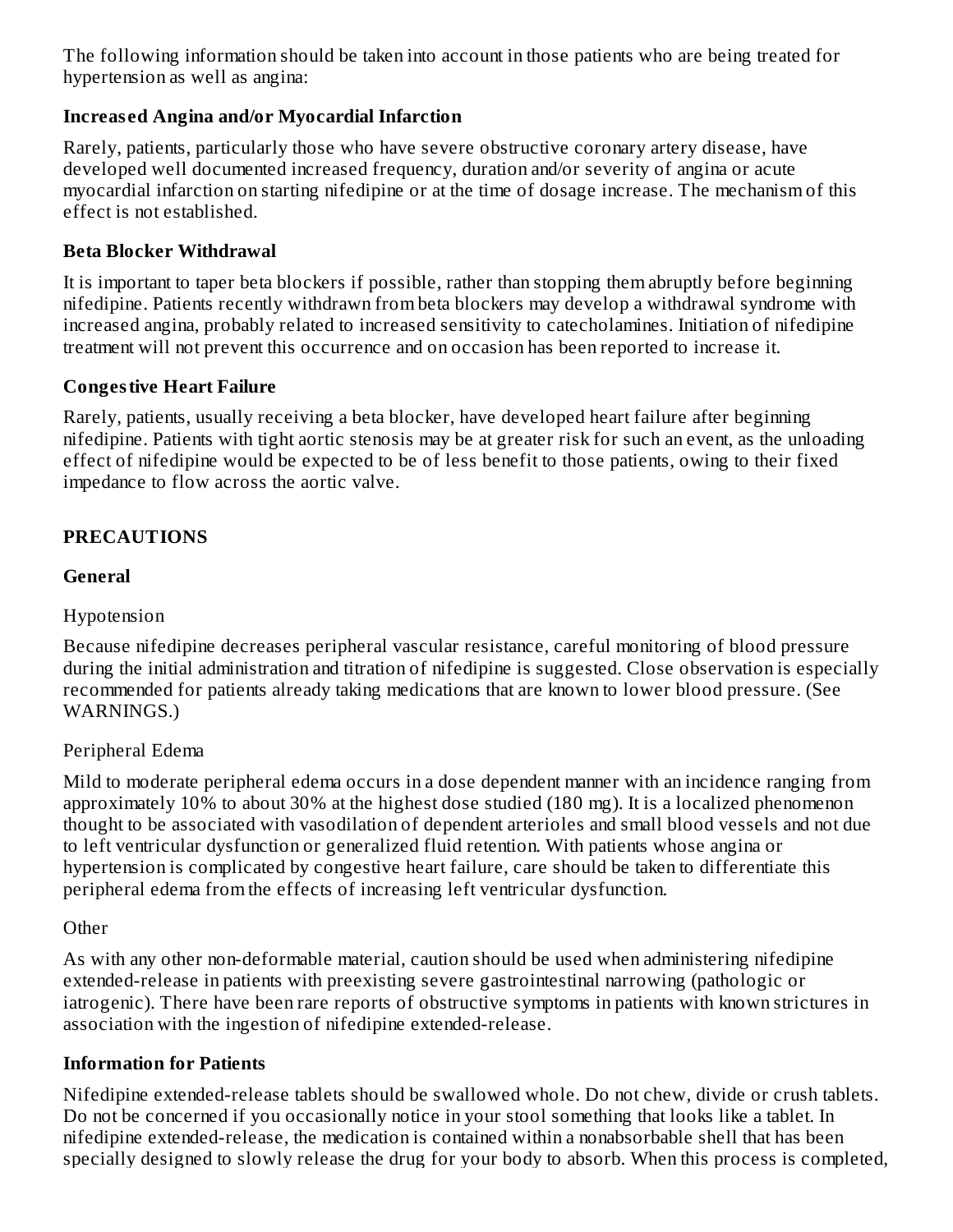The following information should be taken into account in those patients who are being treated for hypertension as well as angina:

**Increased Angina and/or Myocardial Infarction**

Rarely, patients, particularly those who have severe obstructive coronary artery disease, have developed well documented increased frequency, duration and/or severity of angina or acute myocardial infarction on starting nifedipine or at the time of dosage increase. The mechanism of this effect is not established.

**Beta Blocker Withdrawal**

It is important to taper beta blockers if possible, rather than stopping them abruptly before beginning nifedipine. Patients recently withdrawn from beta blockers may develop a withdrawal syndrome with increased angina, probably related to increased sensitivity to catecholamines. Initiation of nifedipine treatment will not prevent this occurrence and on occasion has been reported to increase it.

**Congestive Heart Failure**

Rarely, patients, usually receiving a beta blocker, have developed heart failure after beginning nifedipine. Patients with tight aortic stenosis may be at greater risk for such an event, as the unloading effect of nifedipine would be expected to be of less benefit to those patients, owing to their fixed impedance to flow across the aortic valve.

## PRECAUTIONS

**General**

Hypotension

Because nifedipine decreases peripheral vascular resistance, careful monitoring of blood pressure during the initial administration and titration of nifedipine is suggested. Close observation is especially recommended for patients already taking medications that are known to lower blood pressure. (See WARNINGS.)

Peripheral Edema

Mild to moderate peripheral edema occurs in a dose dependent manner with an incidence ranging from approximately 10% to about 30% at the highest dose studied (180 mg). It is a localized phenomenon thought to be associated with vasodilation of dependent arterioles and small blood vessels and not due to left ventricular dysfunction or generalized fluid retention. With patients whose angina or hypertension is complicated by congestive heart failure, care should be taken to differentiate this peripheral edema from the effects of increasing left ventricular dysfunction.

Other

As with any other non-deformable material, caution should be used when administering nifedipine extended-release in patients with preexisting severe gastrointestinal narrowing (pathologic or iatrogenic). There have been rare reports of obstructive symptoms in patients with known strictures in association with the ingestion of nifedipine extended-release.

**Information for Patients**

Nifedipine extended-release tablets should be swallowed whole. Do not chew, divide or crush tablets. Do not be concerned if you occasionally notice in your stool something that looks like a tablet. In nifedipine extended-release, the medication is contained within a nonabsorbable shell that has been specially designed to slowly release the drug for your body to absorb. When this process is completed,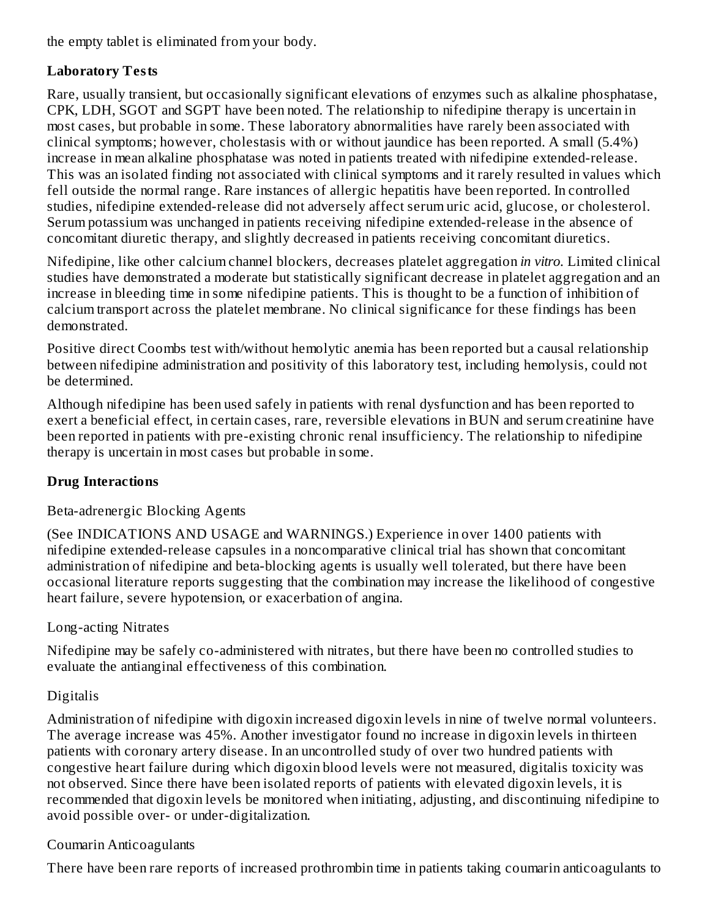the empty tablet is eliminated from your body.

**Laboratory Tests**

Rare, usually transient, but occasionally significant elevations of enzymes such as alkaline phosphatase, CPK, LDH, SGOT and SGPT have been noted. The relationship to nifedipine therapy is uncertain in most cases, but probable in some. These laboratory abnormalities have rarely been associated with clinical symptoms; however, cholestasis with or without jaundice has been reported. A small (5.4%) increase in mean alkaline phosphatase was noted in patients treated with nifedipine extended-release. This was an isolated finding not associated with clinical symptoms and it rarely resulted in values which fell outside the normal range. Rare instances of allergic hepatitis have been reported. In controlled studies, nifedipine extended-release did not adversely affect serum uric acid, glucose, or cholesterol. Serum potassium was unchanged in patients receiving nifedipine extended-release in the absence of concomitant diuretic therapy, and slightly decreased in patients receiving concomitant diuretics.

Nifedipine, like other calcium channel blockers, decreases platelet aggregation *in vitro*. Limited clinical studies have demonstrated a moderate but statistically significant decrease in platelet aggregation and an increase in bleeding time in some nifedipine patients. This is thought to be a function of inhibition of calcium transport across the platelet membrane. No clinical significance for these findings has been demonstrated.

Positive direct Coombs test with/without hemolytic anemia has been reported but a causal relationship between nifedipine administration and positivity of this laboratory test, including hemolysis, could not be determined.

Although nifedipine has been used safely in patients with renal dysfunction and has been reported to exert a beneficial effect, in certain cases, rare, reversible elevations in BUN and serum creatinine have been reported in patients with pre-existing chronic renal insufficiency. The relationship to nifedipine therapy is uncertain in most cases but probable in some.

**Drug Interactions**

Beta-adrenergic Blocking Agents

(See INDICATIONS AND USAGE and WARNINGS.) Experience in over 1400 patients with nifedipine extended-release capsules in a noncomparative clinical trial has shown that concomitant administration of nifedipine and beta-blocking agents is usually well tolerated, but there have been occasional literature reports suggesting that the combination may increase the likelihood of congestive heart failure, severe hypotension, or exacerbation of angina.

Long-acting Nitrates

Nifedipine may be safely co-administered with nitrates, but there have been no controlled studies to evaluate the antianginal effectiveness of this combination.

Digitalis

Administration of nifedipine with digoxin increased digoxin levels in nine of twelve normal volunteers. The average increase was 45%. Another investigator found no increase in digoxin levels in thirteen patients with coronary artery disease. In an uncontrolled study of over two hundred patients with congestive heart failure during which digoxin blood levels were not measured, digitalis toxicity was not observed. Since there have been isolated reports of patients with elevated digoxin levels, it is recommended that digoxin levels be monitored when initiating, adjusting, and discontinuing nifedipine to avoid possible over- or under-digitalization.

Coumarin Anticoagulants

There have been rare reports of increased prothrombin time in patients taking coumarin anticoagulants to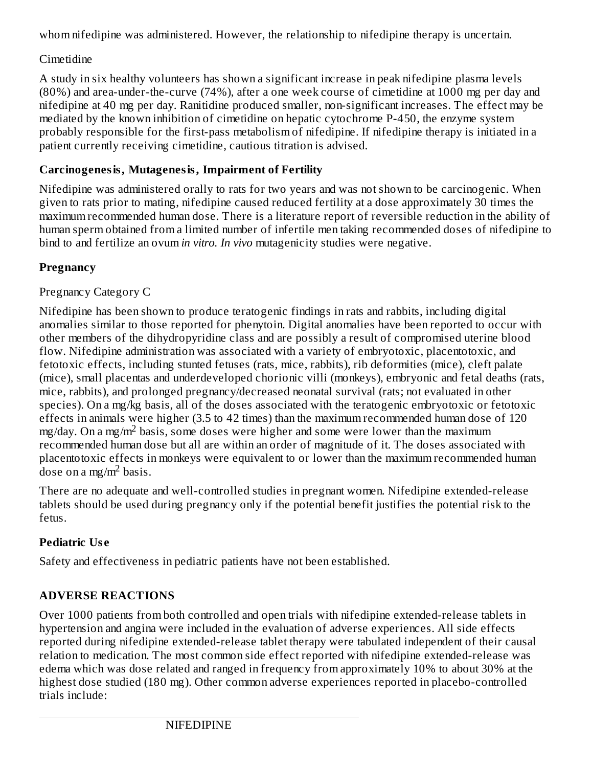whom nifedipine was administered. However, the relationship to nifedipine therapy is uncertain.

Cimetidine

A study in six healthy volunteers has shown a significant increase in peak nifedipine plasma levels (80%) and area-under-the-curve (74%), after a one week course of cimetidine at 1000 mg per day and nifedipine at 40 mg per day. Ranitidine produced smaller, non-significant increases. The effect may be mediated by the known inhibition of cimetidine on hepatic cytochrome P-450, the enzyme system probably responsible for the first-pass metabolism of nifedipine. If nifedipine therapy is initiated in a patient currently receiving cimetidine, cautious titration is advised.

### Carcinogenesis, Mutagenesis, Impairment of Fertility

Nifedipine was administered orally to rats for two years and was not shown to be carcinogenic. When given to rats prior to mating, nifedipine caused reduced fertility at a dose approximately 30 times the maximum recommended human dose. There is a literature report of reversible reduction in the ability of human sperm obtained from a limited number of infertile men taking recommended doses of nifedipine to bind to and fertilize an ovum *in vitro*. *In vivo* mutagenicity studies were negative.

### Pregnancy

Pregnancy Category C

Nifedipine has been shown to produce teratogenic findings in rats and rabbits, including digital anomalies similar to those reported for phenytoin. Digital anomalies have been reported to occur with other members of the dihydropyridine class and are possibly a result of compromised uterine blood flow. Nifedipine administration was associated with a variety of embryotoxic, placentotoxic, and fetotoxic effects, including stunted fetuses (rats, mice, rabbits), rib deformities (mice), cleft palate (mice), small placentas and underdeveloped chorionic villi (monkeys), embryonic and fetal deaths (rats, mice, rabbits), and prolonged pregnancy/decreased neonatal survival (rats; not evaluated in other species). On a mg/kg basis, all of the doses associated with the teratogenic embryotoxic or fetotoxic effects in animals were higher (3.5 to 42 times) than the maximum recommended human dose of 120 mg/day. On a mg/$m^2$ basis, some doses were higher and some were lower than the maximum recommended human dose but all are within an order of magnitude of it. The doses associated with placentotoxic effects in monkeys were equivalent to or lower than the maximum recommended human dose on a mg/$m^2$ basis.

There are no adequate and well-controlled studies in pregnant women. Nifedipine extended-release tablets should be used during pregnancy only if the potential benefit justifies the potential risk to the fetus.

### Pediatric Use

Safety and effectiveness in pediatric patients have not been established.

## ADVERSE REACTIONS

Over 1000 patients from both controlled and open trials with nifedipine extended-release tablets in hypertension and angina were included in the evaluation of adverse experiences. All side effects reported during nifedipine extended-release tablet therapy were tabulated independent of their causal relation to medication. The most common side effect reported with nifedipine extended-release was edema which was dose related and ranged in frequency from approximately 10% to about 30% at the highest dose studied (180 mg). Other common adverse experiences reported in placebo-controlled trials include:

NIFEDIPINE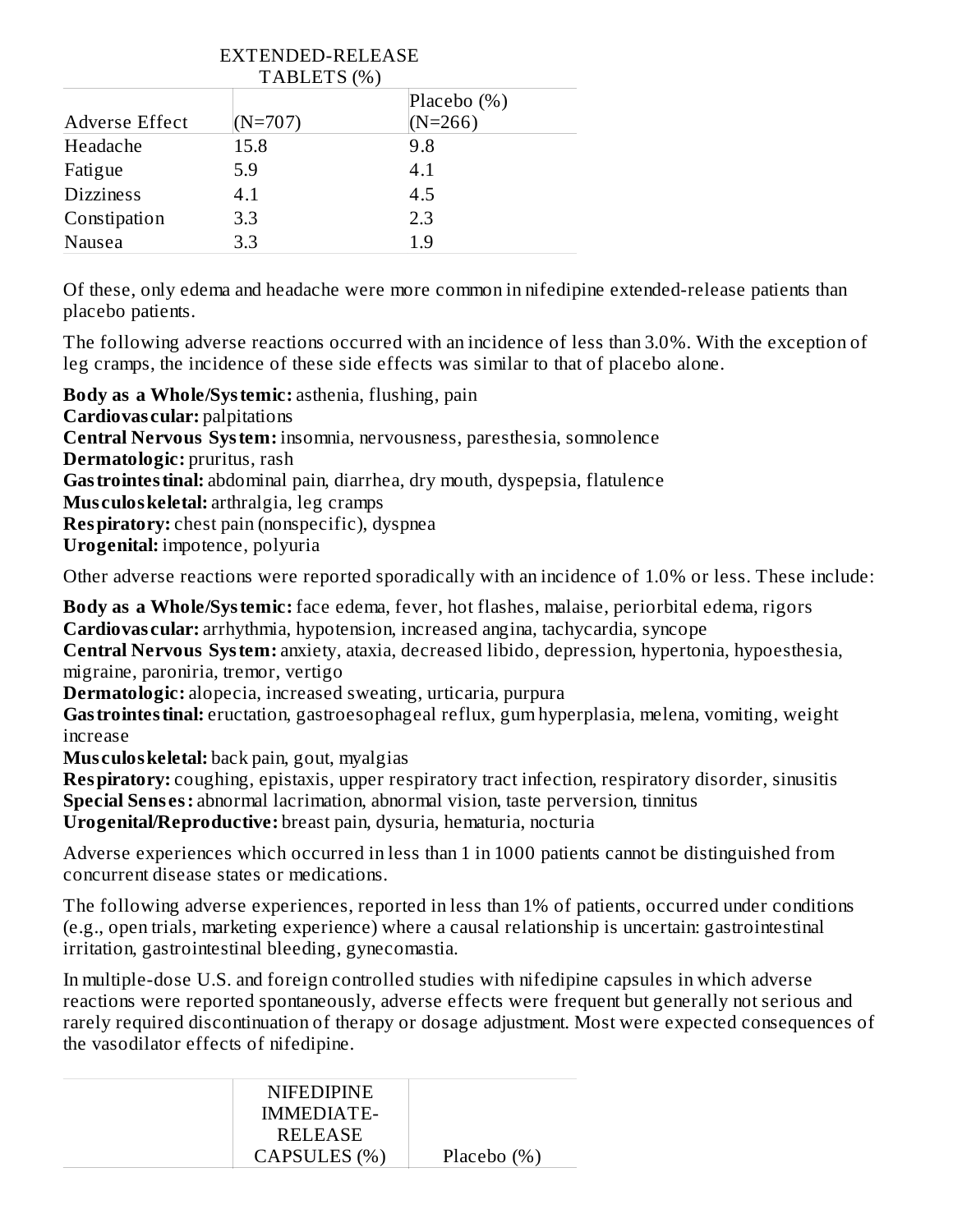| Adverse Effect | EXTENDED-RELEASE TABLETS (%) (N=707) | Placebo (%) (N=266) |
|---|---|---|
| Headache | 15.8 | 9.8 |
| Fatigue | 5.9 | 4.1 |
| Dizziness | 4.1 | 4.5 |
| Constipation | 3.3 | 2.3 |
| Nausea | 3.3 | 1.9 |

Of these, only edema and headache were more common in nifedipine extended-release patients than placebo patients.

The following adverse reactions occurred with an incidence of less than 3.0%. With the exception of leg cramps, the incidence of these side effects was similar to that of placebo alone.

**Body as a Whole/Systemic:** asthenia, flushing, pain
**Cardiovascular:** palpitations
**Central Nervous System:** insomnia, nervousness, paresthesia, somnolence
**Dermatologic:** pruritus, rash
**Gastrointestinal:** abdominal pain, diarrhea, dry mouth, dyspepsia, flatulence
**Musculoskeletal:** arthralgia, leg cramps
**Respiratory:** chest pain (nonspecific), dyspnea
**Urogenital:** impotence, polyuria

Other adverse reactions were reported sporadically with an incidence of 1.0% or less. These include:

**Body as a Whole/Systemic:** face edema, fever, hot flashes, malaise, periorbital edema, rigors
**Cardiovascular:** arrhythmia, hypotension, increased angina, tachycardia, syncope
**Central Nervous System:** anxiety, ataxia, decreased libido, depression, hypertonia, hypoesthesia, migraine, paroniria, tremor, vertigo
**Dermatologic:** alopecia, increased sweating, urticaria, purpura
**Gastrointestinal:** eructation, gastroesophageal reflux, gum hyperplasia, melena, vomiting, weight increase
**Musculoskeletal:** back pain, gout, myalgias
**Respiratory:** coughing, epistaxis, upper respiratory tract infection, respiratory disorder, sinusitis
**Special Senses:** abnormal lacrimation, abnormal vision, taste perversion, tinnitus
**Urogenital/Reproductive:** breast pain, dysuria, hematuria, nocturia

Adverse experiences which occurred in less than 1 in 1000 patients cannot be distinguished from concurrent disease states or medications.

The following adverse experiences, reported in less than 1% of patients, occurred under conditions (e.g., open trials, marketing experience) where a causal relationship is uncertain: gastrointestinal irritation, gastrointestinal bleeding, gynecomastia.

In multiple-dose U.S. and foreign controlled studies with nifedipine capsules in which adverse reactions were reported spontaneously, adverse effects were frequent but generally not serious and rarely required discontinuation of therapy or dosage adjustment. Most were expected consequences of the vasodilator effects of nifedipine.

| | NIFEDIPINE IMMEDIATE-RELEASE CAPSULES (%) | Placebo (%) |
|---|---|---|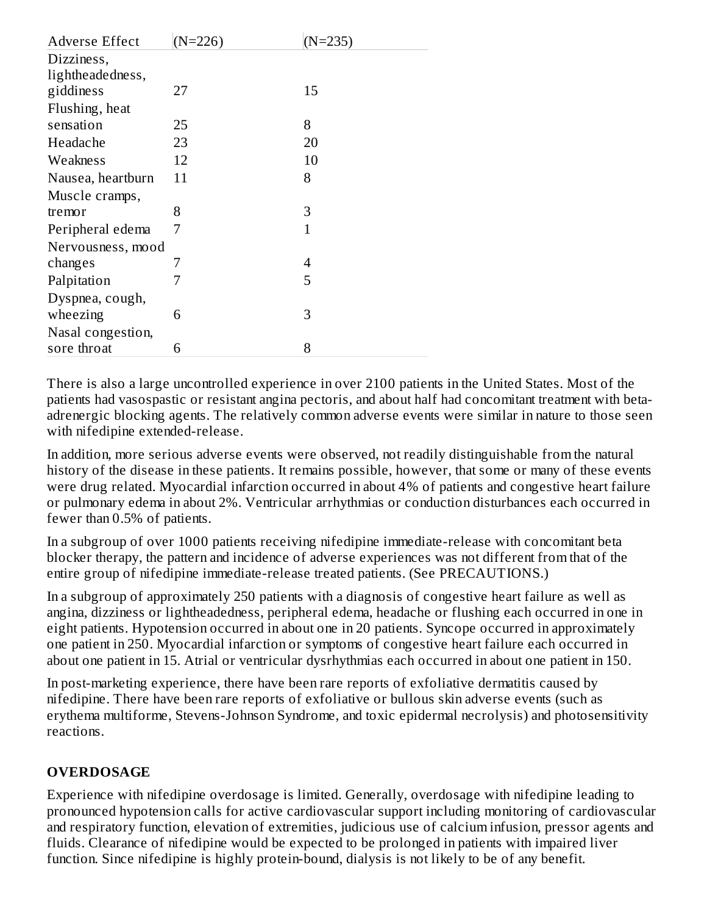| Adverse Effect | (N=226) | (N=235) |
| --- | --- | --- |
| Dizziness, lightheadedness, giddiness | 27 | 15 |
| Flushing, heat sensation | 25 | 8 |
| Headache | 23 | 20 |
| Weakness | 12 | 10 |
| Nausea, heartburn | 11 | 8 |
| Muscle cramps, tremor | 8 | 3 |
| Peripheral edema | 7 | 1 |
| Nervousness, mood changes | 7 | 4 |
| Palpitation | 7 | 5 |
| Dyspnea, cough, wheezing | 6 | 3 |
| Nasal congestion, sore throat | 6 | 8 |

There is also a large uncontrolled experience in over 2100 patients in the United States. Most of the patients had vasospastic or resistant angina pectoris, and about half had concomitant treatment with beta-adrenergic blocking agents. The relatively common adverse events were similar in nature to those seen with nifedipine extended-release.

In addition, more serious adverse events were observed, not readily distinguishable from the natural history of the disease in these patients. It remains possible, however, that some or many of these events were drug related. Myocardial infarction occurred in about 4% of patients and congestive heart failure or pulmonary edema in about 2%. Ventricular arrhythmias or conduction disturbances each occurred in fewer than 0.5% of patients.

In a subgroup of over 1000 patients receiving nifedipine immediate-release with concomitant beta blocker therapy, the pattern and incidence of adverse experiences was not different from that of the entire group of nifedipine immediate-release treated patients. (See PRECAUTIONS.)

In a subgroup of approximately 250 patients with a diagnosis of congestive heart failure as well as angina, dizziness or lightheadedness, peripheral edema, headache or flushing each occurred in one in eight patients. Hypotension occurred in about one in 20 patients. Syncope occurred in approximately one patient in 250. Myocardial infarction or symptoms of congestive heart failure each occurred in about one patient in 15. Atrial or ventricular dysrhythmias each occurred in about one patient in 150.

In post-marketing experience, there have been rare reports of exfoliative dermatitis caused by nifedipine. There have been rare reports of exfoliative or bullous skin adverse events (such as erythema multiforme, Stevens-Johnson Syndrome, and toxic epidermal necrolysis) and photosensitivity reactions.

## OVERDOSAGE

Experience with nifedipine overdosage is limited. Generally, overdosage with nifedipine leading to pronounced hypotension calls for active cardiovascular support including monitoring of cardiovascular and respiratory function, elevation of extremities, judicious use of calcium infusion, pressor agents and fluids. Clearance of nifedipine would be expected to be prolonged in patients with impaired liver function. Since nifedipine is highly protein-bound, dialysis is not likely to be of any benefit.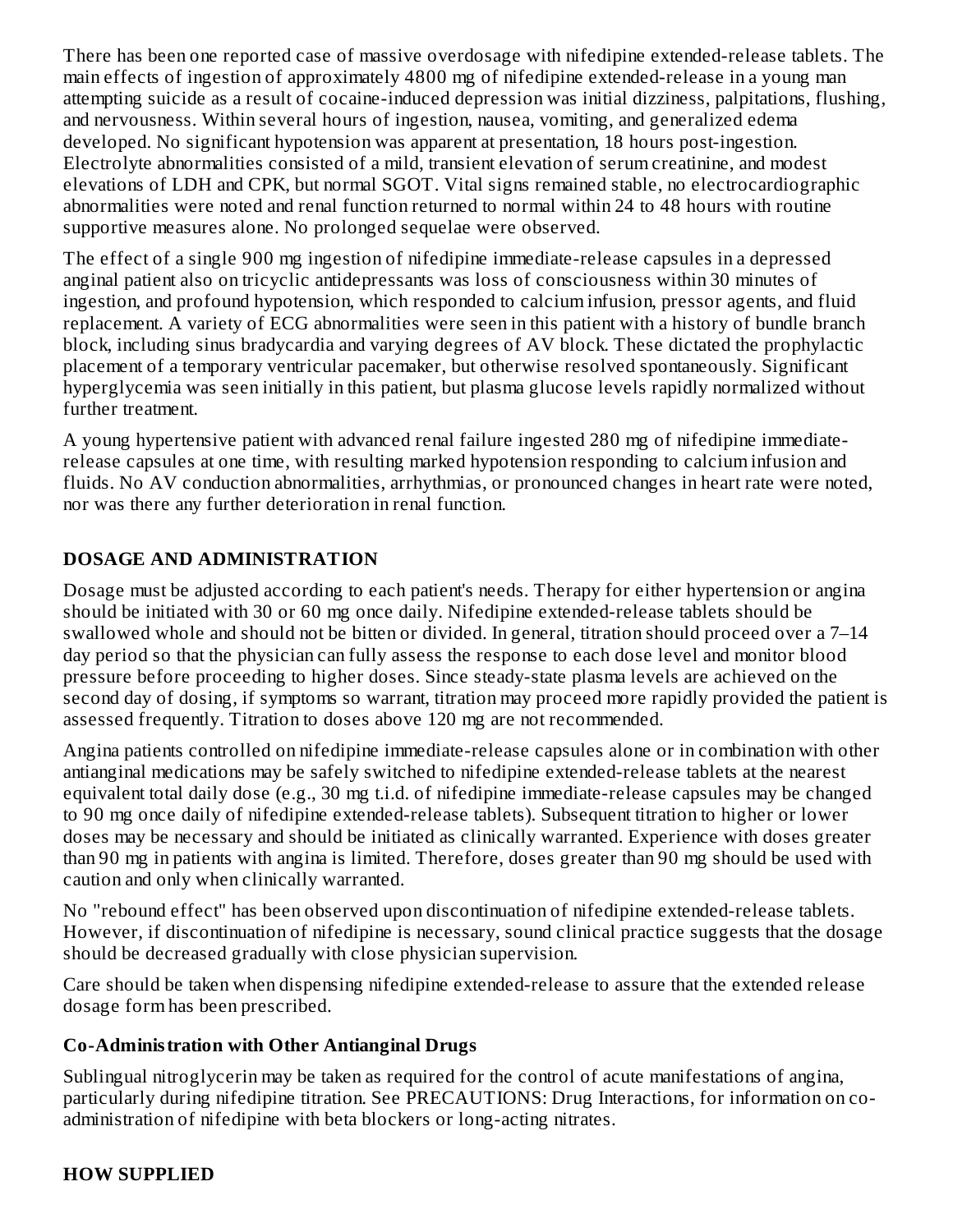There has been one reported case of massive overdosage with nifedipine extended-release tablets. The main effects of ingestion of approximately 4800 mg of nifedipine extended-release in a young man attempting suicide as a result of cocaine-induced depression was initial dizziness, palpitations, flushing, and nervousness. Within several hours of ingestion, nausea, vomiting, and generalized edema developed. No significant hypotension was apparent at presentation, 18 hours post-ingestion. Electrolyte abnormalities consisted of a mild, transient elevation of serum creatinine, and modest elevations of LDH and CPK, but normal SGOT. Vital signs remained stable, no electrocardiographic abnormalities were noted and renal function returned to normal within 24 to 48 hours with routine supportive measures alone. No prolonged sequelae were observed.

The effect of a single 900 mg ingestion of nifedipine immediate-release capsules in a depressed anginal patient also on tricyclic antidepressants was loss of consciousness within 30 minutes of ingestion, and profound hypotension, which responded to calcium infusion, pressor agents, and fluid replacement. A variety of ECG abnormalities were seen in this patient with a history of bundle branch block, including sinus bradycardia and varying degrees of AV block. These dictated the prophylactic placement of a temporary ventricular pacemaker, but otherwise resolved spontaneously. Significant hyperglycemia was seen initially in this patient, but plasma glucose levels rapidly normalized without further treatment.

A young hypertensive patient with advanced renal failure ingested 280 mg of nifedipine immediate-release capsules at one time, with resulting marked hypotension responding to calcium infusion and fluids. No AV conduction abnormalities, arrhythmias, or pronounced changes in heart rate were noted, nor was there any further deterioration in renal function.

## DOSAGE AND ADMINISTRATION

Dosage must be adjusted according to each patient's needs. Therapy for either hypertension or angina should be initiated with 30 or 60 mg once daily. Nifedipine extended-release tablets should be swallowed whole and should not be bitten or divided. In general, titration should proceed over a 7–14 day period so that the physician can fully assess the response to each dose level and monitor blood pressure before proceeding to higher doses. Since steady-state plasma levels are achieved on the second day of dosing, if symptoms so warrant, titration may proceed more rapidly provided the patient is assessed frequently. Titration to doses above 120 mg are not recommended.

Angina patients controlled on nifedipine immediate-release capsules alone or in combination with other antianginal medications may be safely switched to nifedipine extended-release tablets at the nearest equivalent total daily dose (e.g., 30 mg t.i.d. of nifedipine immediate-release capsules may be changed to 90 mg once daily of nifedipine extended-release tablets). Subsequent titration to higher or lower doses may be necessary and should be initiated as clinically warranted. Experience with doses greater than 90 mg in patients with angina is limited. Therefore, doses greater than 90 mg should be used with caution and only when clinically warranted.

No "rebound effect" has been observed upon discontinuation of nifedipine extended-release tablets. However, if discontinuation of nifedipine is necessary, sound clinical practice suggests that the dosage should be decreased gradually with close physician supervision.

Care should be taken when dispensing nifedipine extended-release to assure that the extended release dosage form has been prescribed.

### Co-Administration with Other Antianginal Drugs

Sublingual nitroglycerin may be taken as required for the control of acute manifestations of angina, particularly during nifedipine titration. See PRECAUTIONS: Drug Interactions, for information on co-administration of nifedipine with beta blockers or long-acting nitrates.

## HOW SUPPLIED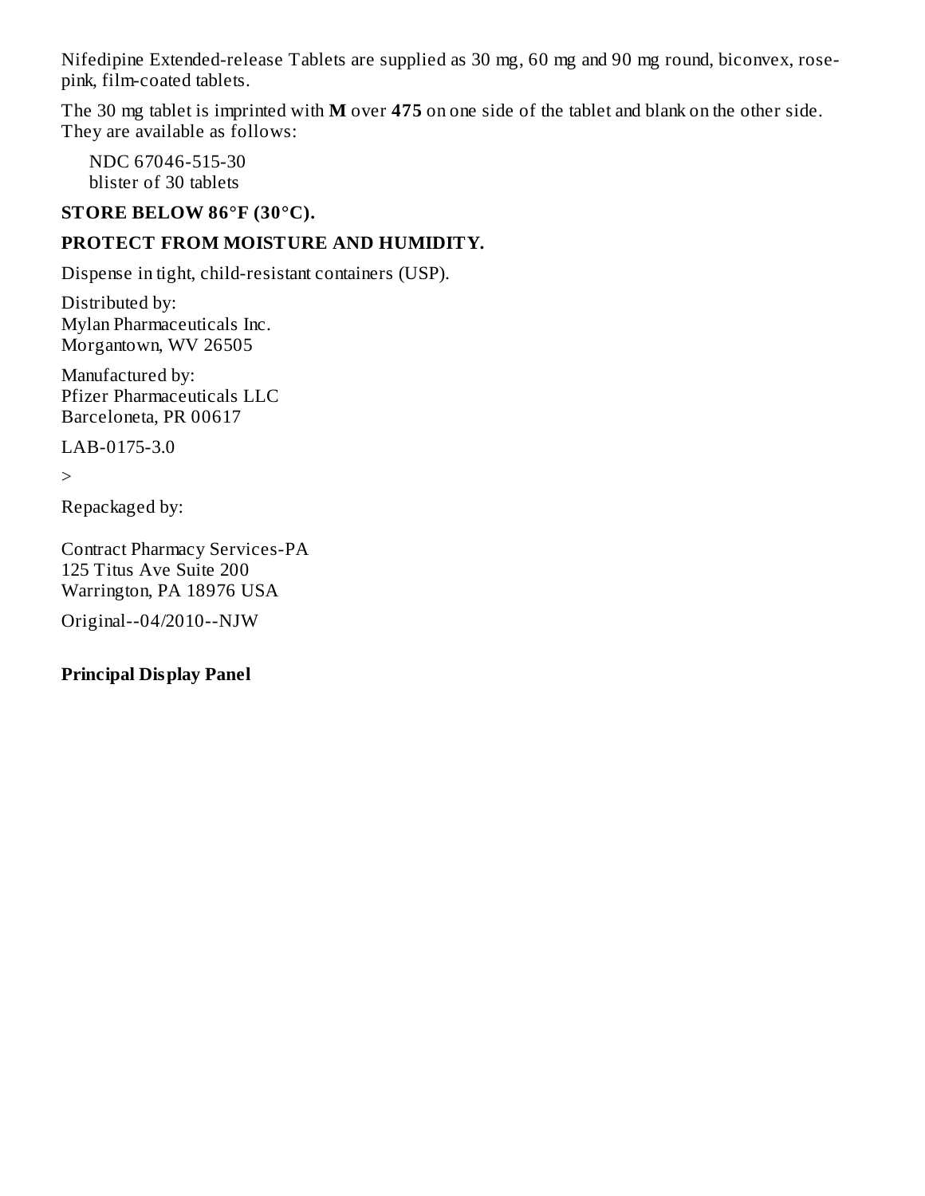Nifedipine Extended-release Tablets are supplied as 30 mg, 60 mg and 90 mg round, biconvex, rose-pink, film-coated tablets.

The 30 mg tablet is imprinted with **M** over **475** on one side of the tablet and blank on the other side. They are available as follows:

NDC 67046-515-30
blister of 30 tablets

**STORE BELOW 86°F (30°C).**

**PROTECT FROM MOISTURE AND HUMIDITY.**

Dispense in tight, child-resistant containers (USP).

Distributed by:
Mylan Pharmaceuticals Inc.
Morgantown, WV 26505

Manufactured by:
Pfizer Pharmaceuticals LLC
Barceloneta, PR 00617

LAB-0175-3.0

>

Repackaged by:

Contract Pharmacy Services-PA
125 Titus Ave Suite 200
Warrington, PA 18976 USA

Original--04/2010--NJW

**Principal Display Panel**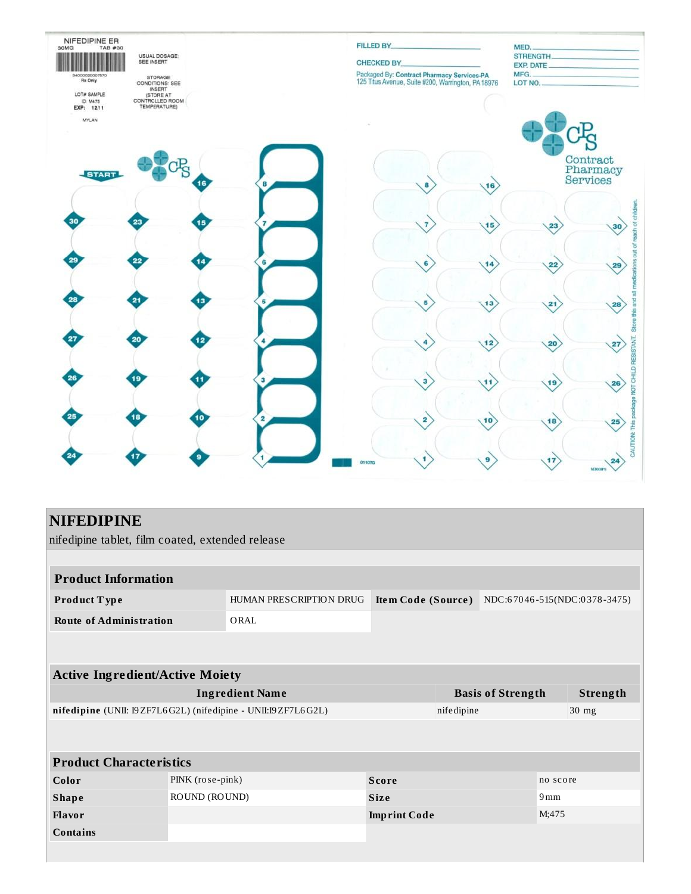NIFEDIPINE ER
30MG TAB #30

34000020007570
Rx Only

LOT# SAMPLE
ID: M475
EXP: 12/11

MYLAN

USUAL DOSAGE: SEE INSERT

STORAGE CONDITIONS: SEE INSERT (STORE AT CONTROLLED ROOM TEMPERATURE)

FILLED BY

CHECKED BY

Packaged By: Contract Pharmacy Services-PA
125 Titus Avenue, Suite #200, Warrington, PA 18976

MED.
STRENGTH
EXP. DATE
MFG.
LOT NO.

Contract Pharmacy Services

START

CAUTION: This package NOT CHILD RESISTANT. Store this and all medications out of reach of children.

# NIFEDIPINE

nifedipine tablet, film coated, extended release

| Product Information | | | |
|---|---|---|---|
| Product Type | HUMAN PRESCRIPTION DRUG | Item Code (Source) | NDC:67046-515(NDC:0378-3475) |
| Route of Administration | ORAL | | |

| Active Ingredient/Active Moiety | | |
|---|---|---|
| Ingredient Name | Basis of Strength | Strength |
| **nifedipine** (UNII: I9ZF7L6G2L) (nifedipine - UNII:I9ZF7L6G2L) | nifedipine | 30 mg |

| Product Characteristics | | | |
|---|---|---|---|
| Color | PINK (rose-pink) | Score | no score |
| Shape | ROUND (ROUND) | Size | 9mm |
| Flavor | | Imprint Code | M;475 |
| Contains | | | |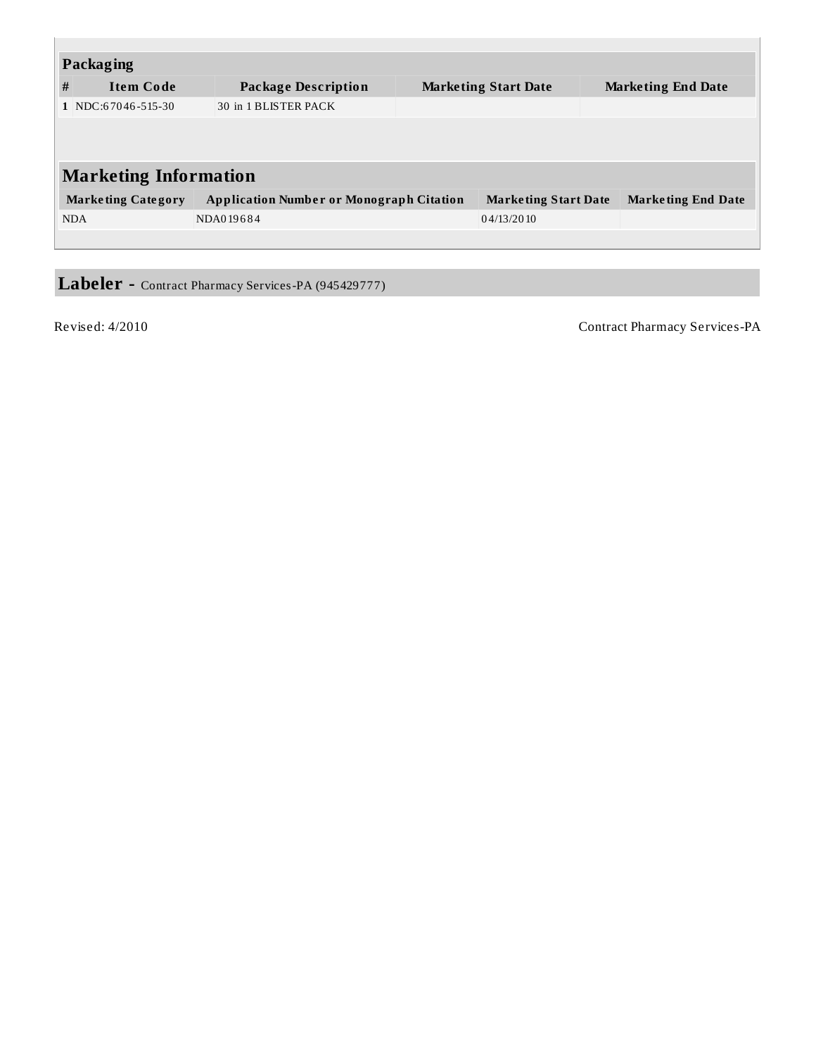### Packaging

| # | Item Code | Package Description | Marketing Start Date | Marketing End Date |
|---|---|---|---|---|
| 1 | NDC:67046-515-30 | 30 in 1 BLISTER PACK | | |

### Marketing Information

| Marketing Category | Application Number or Monograph Citation | Marketing Start Date | Marketing End Date |
|---|---|---|---|
| NDA | NDA019684 | 04/13/2010 | |

## Labeler - Contract Pharmacy Services-PA (945429777)

Revised: 4/2010

Contract Pharmacy Services-PA